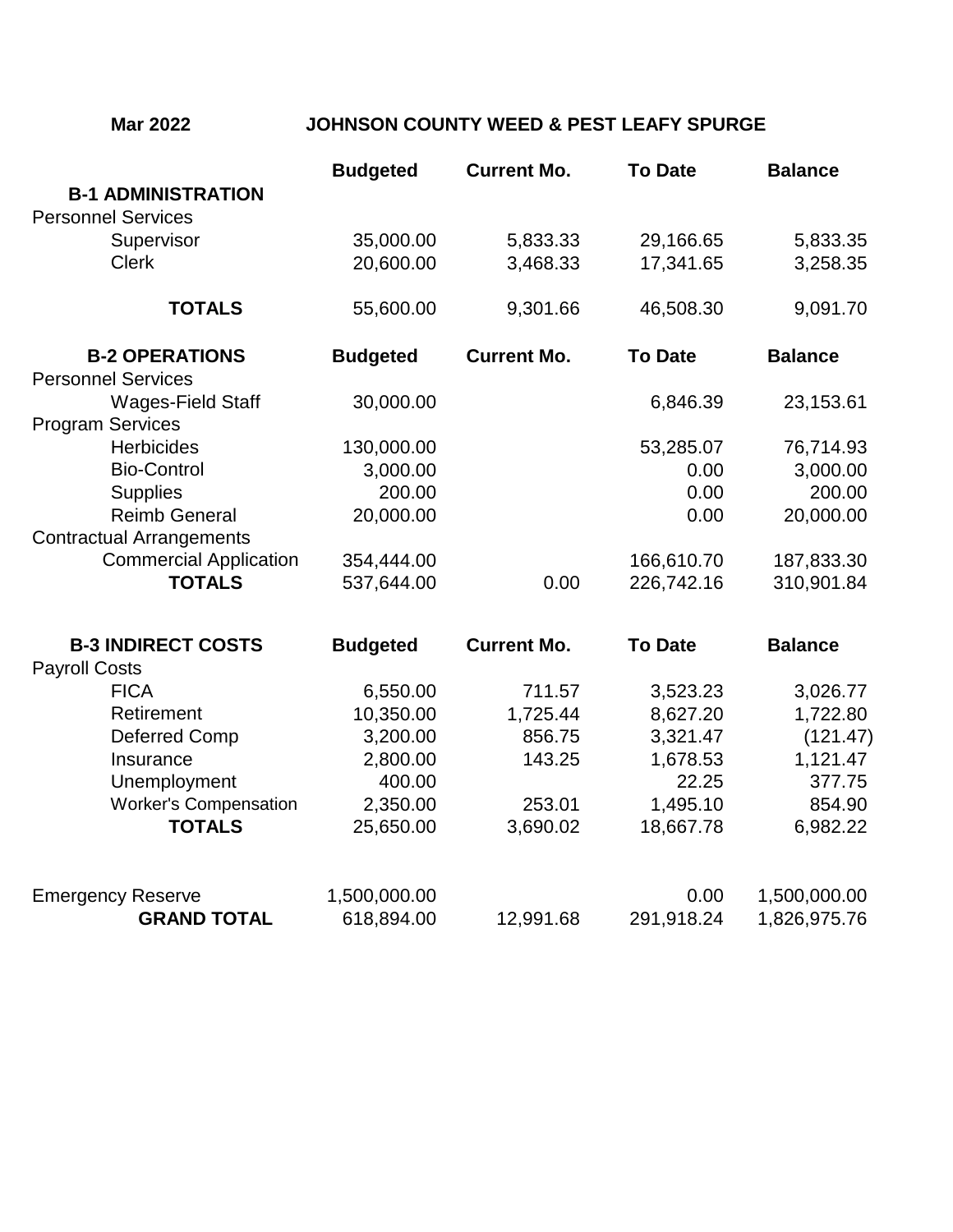**Mar 2022** **JOHNSON COUNTY WEED & PEST LEAFY SPURGE**

| | Budgeted | Current Mo. | To Date | Balance |
|---|---|---|---|---|
| **B-1 ADMINISTRATION** | | | | |
| Personnel Services | | | | |
| Supervisor | 35,000.00 | 5,833.33 | 29,166.65 | 5,833.35 |
| Clerk | 20,600.00 | 3,468.33 | 17,341.65 | 3,258.35 |
| **TOTALS** | 55,600.00 | 9,301.66 | 46,508.30 | 9,091.70 |
| **B-2 OPERATIONS** | **Budgeted** | **Current Mo.** | **To Date** | **Balance** |
| Personnel Services | | | | |
| Wages-Field Staff | 30,000.00 | | 6,846.39 | 23,153.61 |
| Program Services | | | | |
| Herbicides | 130,000.00 | | 53,285.07 | 76,714.93 |
| Bio-Control | 3,000.00 | | 0.00 | 3,000.00 |
| Supplies | 200.00 | | 0.00 | 200.00 |
| Reimb General | 20,000.00 | | 0.00 | 20,000.00 |
| Contractual Arrangements | | | | |
| Commercial Application | 354,444.00 | | 166,610.70 | 187,833.30 |
| **TOTALS** | 537,644.00 | 0.00 | 226,742.16 | 310,901.84 |
| **B-3 INDIRECT COSTS** | **Budgeted** | **Current Mo.** | **To Date** | **Balance** |
| Payroll Costs | | | | |
| FICA | 6,550.00 | 711.57 | 3,523.23 | 3,026.77 |
| Retirement | 10,350.00 | 1,725.44 | 8,627.20 | 1,722.80 |
| Deferred Comp | 3,200.00 | 856.75 | 3,321.47 | (121.47) |
| Insurance | 2,800.00 | 143.25 | 1,678.53 | 1,121.47 |
| Unemployment | 400.00 | | 22.25 | 377.75 |
| Worker's Compensation | 2,350.00 | 253.01 | 1,495.10 | 854.90 |
| **TOTALS** | 25,650.00 | 3,690.02 | 18,667.78 | 6,982.22 |
| Emergency Reserve | 1,500,000.00 | | 0.00 | 1,500,000.00 |
| **GRAND TOTAL** | 618,894.00 | 12,991.68 | 291,918.24 | 1,826,975.76 |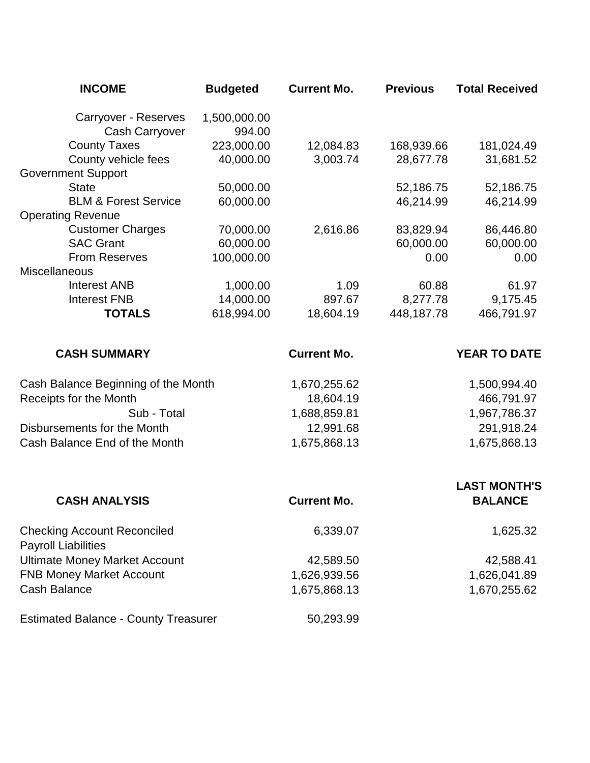| INCOME | Budgeted | Current Mo. | Previous | Total Received |
|---|---|---|---|---|
| Carryover - Reserves | 1,500,000.00 | | | |
| Cash Carryover | 994.00 | | | |
| County Taxes | 223,000.00 | 12,084.83 | 168,939.66 | 181,024.49 |
| County vehicle fees | 40,000.00 | 3,003.74 | 28,677.78 | 31,681.52 |
| Government Support | | | | |
| State | 50,000.00 | | 52,186.75 | 52,186.75 |
| BLM & Forest Service | 60,000.00 | | 46,214.99 | 46,214.99 |
| Operating Revenue | | | | |
| Customer Charges | 70,000.00 | 2,616.86 | 83,829.94 | 86,446.80 |
| SAC Grant | 60,000.00 | | 60,000.00 | 60,000.00 |
| From Reserves | 100,000.00 | | 0.00 | 0.00 |
| Miscellaneous | | | | |
| Interest ANB | 1,000.00 | 1.09 | 60.88 | 61.97 |
| Interest FNB | 14,000.00 | 897.67 | 8,277.78 | 9,175.45 |
| **TOTALS** | 618,994.00 | 18,604.19 | 448,187.78 | 466,791.97 |

| CASH SUMMARY | Current Mo. | YEAR TO DATE |
|---|---|---|
| Cash Balance Beginning of the Month | 1,670,255.62 | 1,500,994.40 |
| Receipts for the Month | 18,604.19 | 466,791.97 |
| Sub - Total | 1,688,859.81 | 1,967,786.37 |
| Disbursements for the Month | 12,991.68 | 291,918.24 |
| Cash Balance End of the Month | 1,675,868.13 | 1,675,868.13 |

| CASH ANALYSIS | Current Mo. | LAST MONTH'S BALANCE |
|---|---|---|
| Checking Account Reconciled | 6,339.07 | 1,625.32 |
| Payroll Liabilities | | |
| Ultimate Money Market Account | 42,589.50 | 42,588.41 |
| FNB Money Market Account | 1,626,939.56 | 1,626,041.89 |
| Cash Balance | 1,675,868.13 | 1,670,255.62 |
| | | |
| Estimated Balance - County Treasurer | 50,293.99 | |